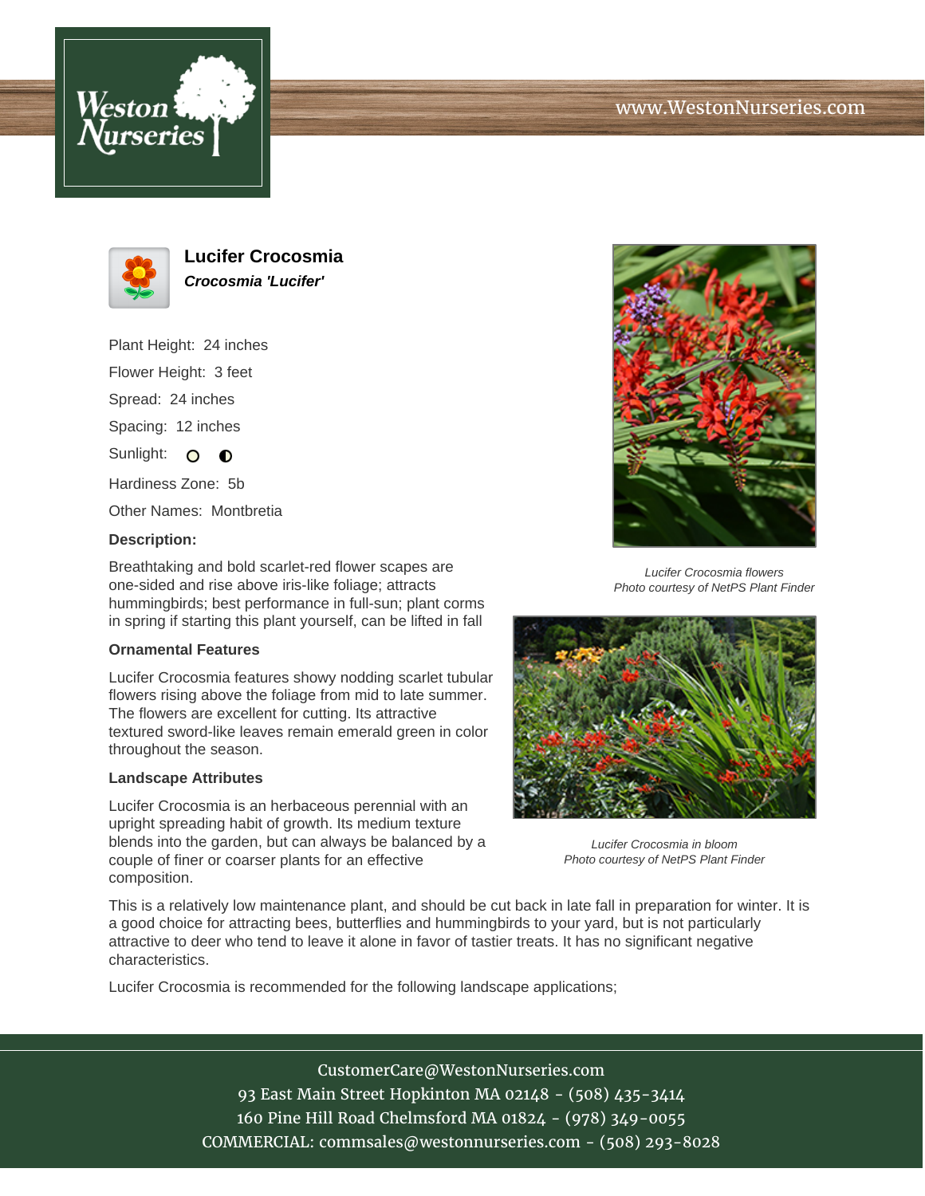# Lucifer Crocosmia

***Crocosmia 'Lucifer'***

Plant Height: 24 inches

Flower Height: 3 feet

Spread: 24 inches

Spacing: 12 inches

Sunlight:

Hardiness Zone: 5b

Other Names: Montbretia

**Description:**

Breathtaking and bold scarlet-red flower scapes are one-sided and rise above iris-like foliage; attracts hummingbirds; best performance in full-sun; plant corms in spring if starting this plant yourself, can be lifted in fall

*Lucifer Crocosmia flowers*
*Photo courtesy of NetPS Plant Finder*

### Ornamental Features

Lucifer Crocosmia features showy nodding scarlet tubular flowers rising above the foliage from mid to late summer. The flowers are excellent for cutting. Its attractive textured sword-like leaves remain emerald green in color throughout the season.

### Landscape Attributes

Lucifer Crocosmia is an herbaceous perennial with an upright spreading habit of growth. Its medium texture blends into the garden, but can always be balanced by a couple of finer or coarser plants for an effective composition.

*Lucifer Crocosmia in bloom*
*Photo courtesy of NetPS Plant Finder*

This is a relatively low maintenance plant, and should be cut back in late fall in preparation for winter. It is a good choice for attracting bees, butterflies and hummingbirds to your yard, but is not particularly attractive to deer who tend to leave it alone in favor of tastier treats. It has no significant negative characteristics.

Lucifer Crocosmia is recommended for the following landscape applications;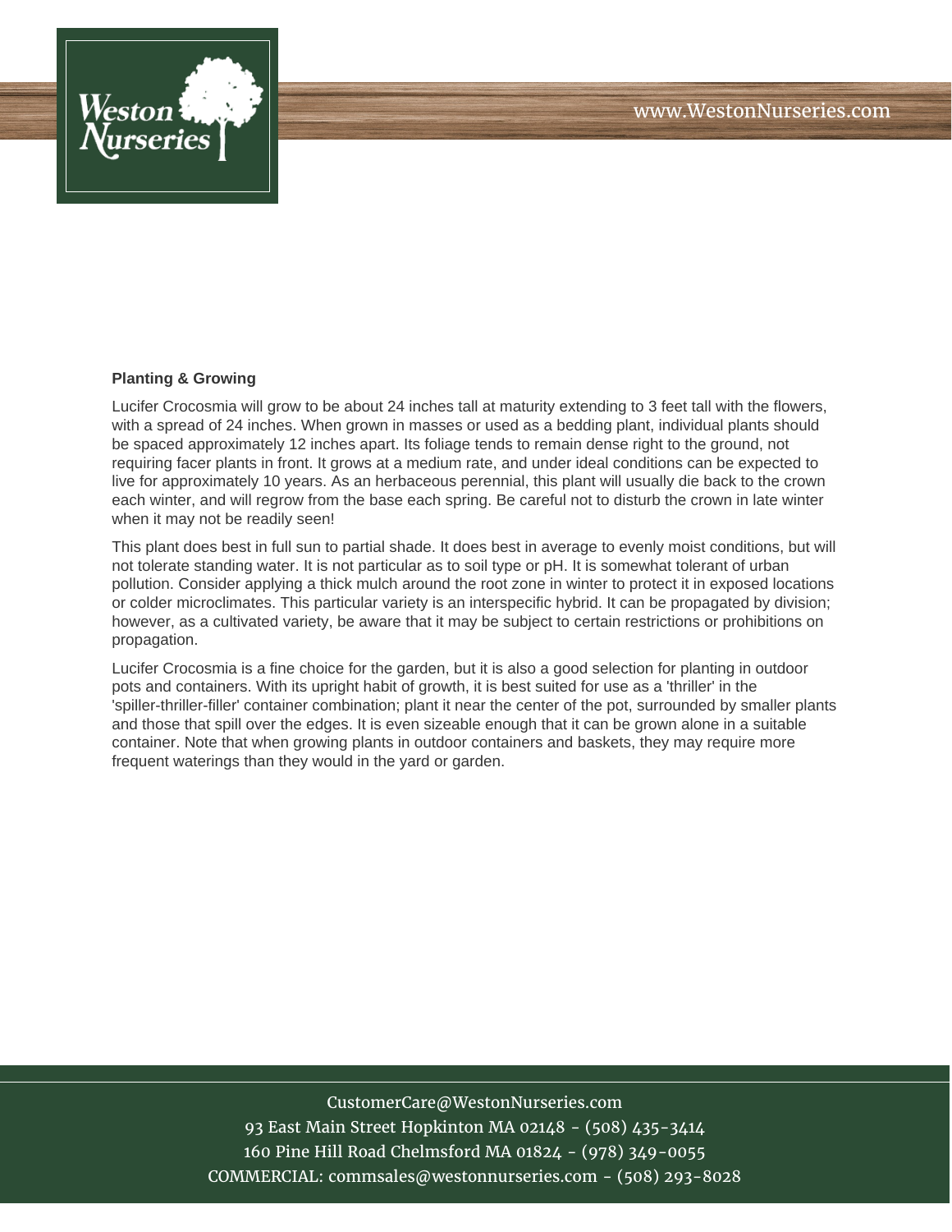## Planting & Growing

Lucifer Crocosmia will grow to be about 24 inches tall at maturity extending to 3 feet tall with the flowers, with a spread of 24 inches. When grown in masses or used as a bedding plant, individual plants should be spaced approximately 12 inches apart. Its foliage tends to remain dense right to the ground, not requiring facer plants in front. It grows at a medium rate, and under ideal conditions can be expected to live for approximately 10 years. As an herbaceous perennial, this plant will usually die back to the crown each winter, and will regrow from the base each spring. Be careful not to disturb the crown in late winter when it may not be readily seen!

This plant does best in full sun to partial shade. It does best in average to evenly moist conditions, but will not tolerate standing water. It is not particular as to soil type or pH. It is somewhat tolerant of urban pollution. Consider applying a thick mulch around the root zone in winter to protect it in exposed locations or colder microclimates. This particular variety is an interspecific hybrid. It can be propagated by division; however, as a cultivated variety, be aware that it may be subject to certain restrictions or prohibitions on propagation.

Lucifer Crocosmia is a fine choice for the garden, but it is also a good selection for planting in outdoor pots and containers. With its upright habit of growth, it is best suited for use as a 'thriller' in the 'spiller-thriller-filler' container combination; plant it near the center of the pot, surrounded by smaller plants and those that spill over the edges. It is even sizeable enough that it can be grown alone in a suitable container. Note that when growing plants in outdoor containers and baskets, they may require more frequent waterings than they would in the yard or garden.